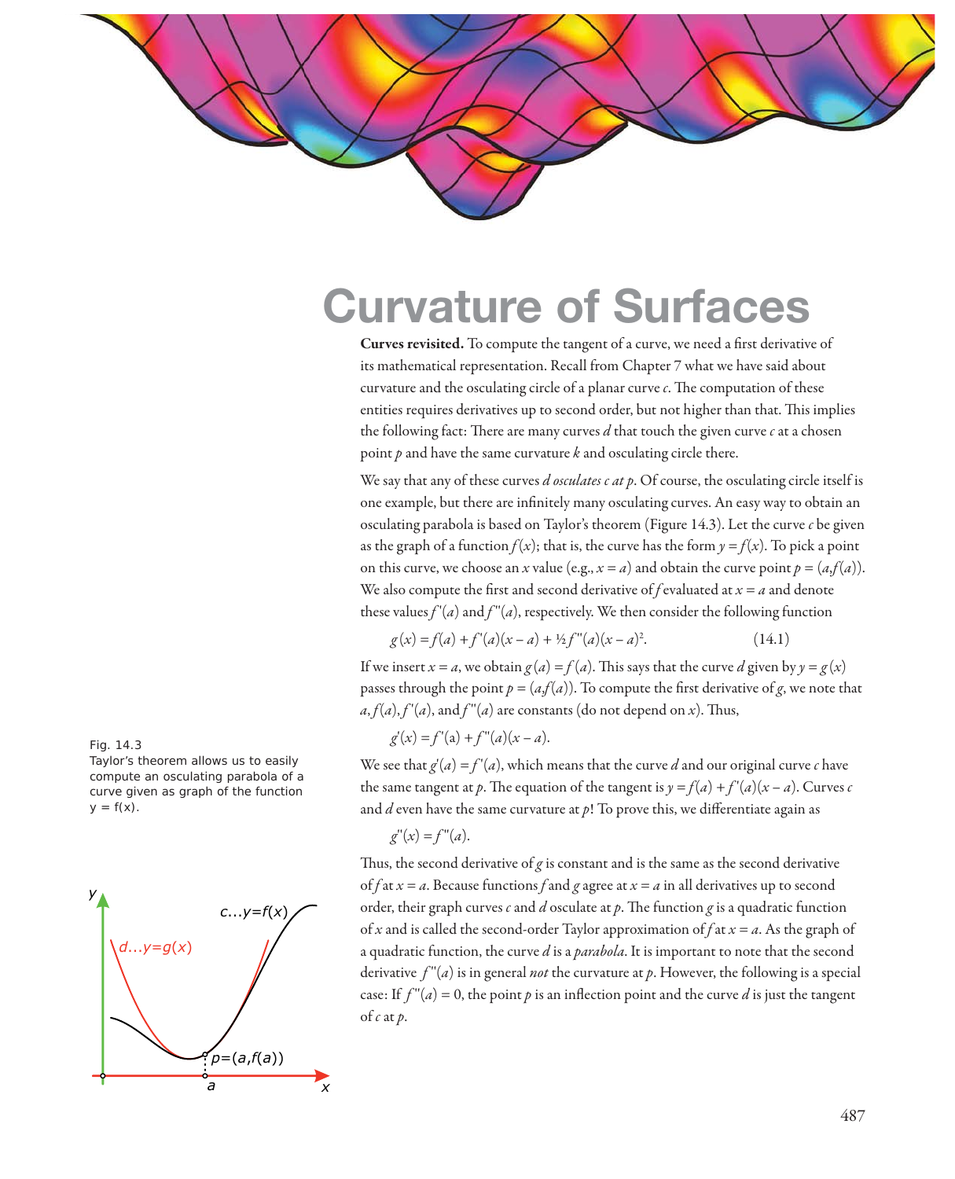# Curvature of Surfaces

**Curves revisited.** To compute the tangent of a curve, we need a first derivative of its mathematical representation. Recall from Chapter 7 what we have said about curvature and the osculating circle of a planar curve $c$. The computation of these entities requires derivatives up to second order, but not higher than that. This implies the following fact: There are many curves $d$ that touch the given curve $c$ at a chosen point $p$ and have the same curvature $k$ and osculating circle there.

We say that any of these curves *d osculates c at p*. Of course, the osculating circle itself is one example, but there are infinitely many osculating curves. An easy way to obtain an osculating parabola is based on Taylor's theorem (Figure 14.3). Let the curve $c$ be given as the graph of a function $f(x)$; that is, the curve has the form $y = f(x)$. To pick a point on this curve, we choose an $x$ value (e.g., $x = a$) and obtain the curve point $p = (a, f(a))$. We also compute the first and second derivative of $f$ evaluated at $x = a$ and denote these values $f'(a)$ and $f''(a)$, respectively. We then consider the following function

$$g(x) = f(a) + f'(a)(x - a) + ½ f''(a)(x - a)^2. \tag{14.1}$$

If we insert $x = a$, we obtain $g(a) = f(a)$. This says that the curve $d$ given by $y = g(x)$ passes through the point $p = (a, f(a))$. To compute the first derivative of $g$, we note that $a, f(a), f'(a)$, and $f''(a)$ are constants (do not depend on $x$). Thus,

$$g'(x) = f'(a) + f''(a)(x - a).$$

We see that $g'(a) = f'(a)$, which means that the curve $d$ and our original curve $c$ have the same tangent at $p$. The equation of the tangent is $y = f(a) + f'(a)(x - a)$. Curves $c$ and $d$ even have the same curvature at $p$! To prove this, we differentiate again as

$$g''(x) = f''(a).$$

Thus, the second derivative of $g$ is constant and is the same as the second derivative of $f$ at $x = a$. Because functions $f$ and $g$ agree at $x = a$ in all derivatives up to second order, their graph curves $c$ and $d$ osculate at $p$. The function $g$ is a quadratic function of $x$ and is called the second-order Taylor approximation of $f$ at $x = a$. As the graph of a quadratic function, the curve $d$ is a *parabola*. It is important to note that the second derivative $f''(a)$ is in general *not* the curvature at $p$. However, the following is a special case: If $f''(a) = 0$, the point $p$ is an inflection point and the curve $d$ is just the tangent of $c$ at $p$.

Fig. 14.3
Taylor's theorem allows us to easily compute an osculating parabola of a curve given as graph of the function y = f(x).

y
c...y=f(x)
d...y=g(x)
p=(a,f(a))
a
x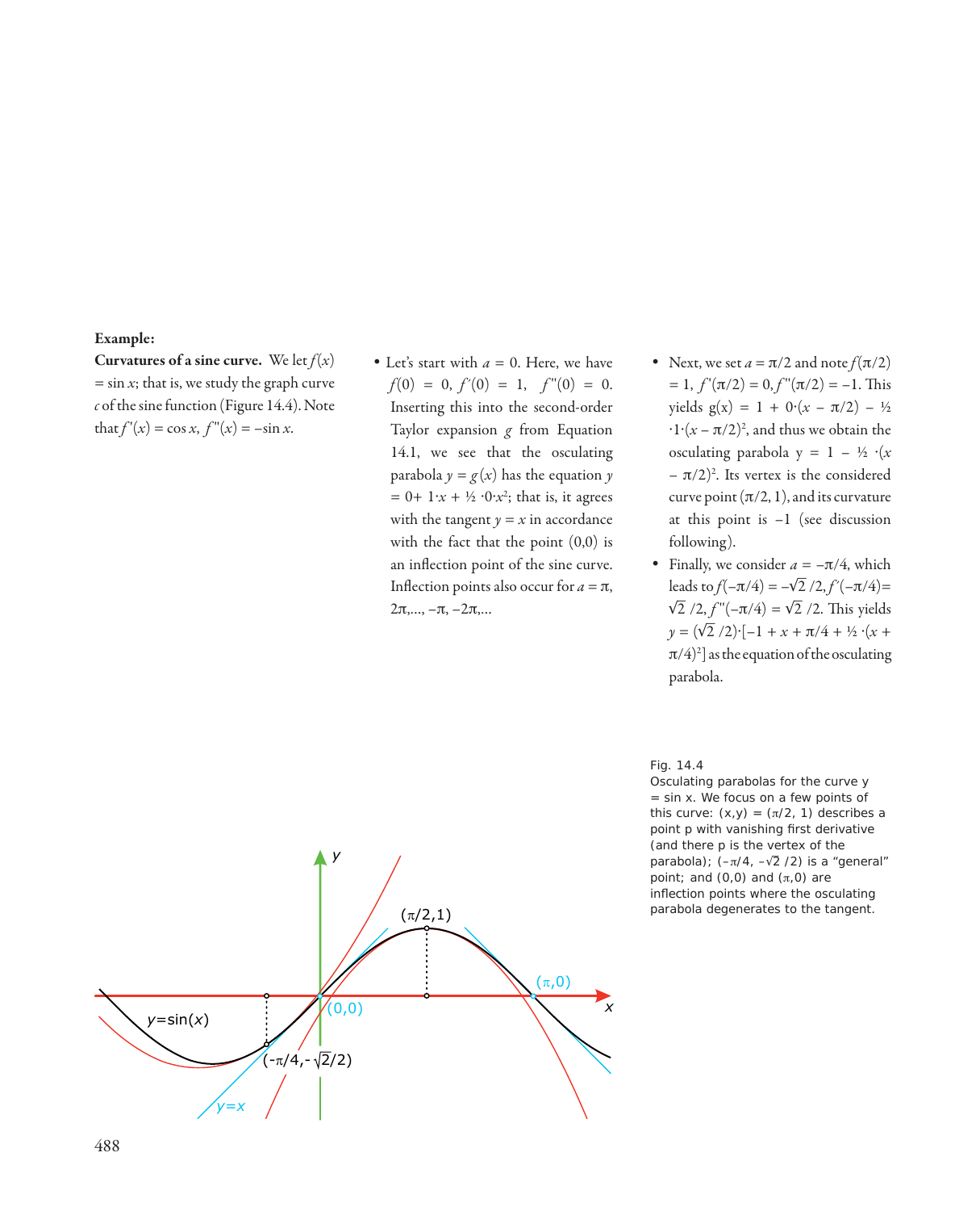**Example:**

**Curvatures of a sine curve.** We let $f(x) = \sin x$; that is, we study the graph curve $c$ of the sine function (Figure 14.4). Note that $f'(x) = \cos x$, $f''(x) = -\sin x$.

- Let's start with $a = 0$. Here, we have $f(0) = 0$, $f'(0) = 1$, $f''(0) = 0$. Inserting this into the second-order Taylor expansion $g$ from Equation 14.1, we see that the osculating parabola $y = g(x)$ has the equation $y = 0 + 1 \cdot x + ½ \cdot 0 \cdot x^2$; that is, it agrees with the tangent $y = x$ in accordance with the fact that the point (0,0) is an inflection point of the sine curve. Inflection points also occur for $a = \pi, 2\pi, \ldots, -\pi, -2\pi, \ldots$
- Next, we set $a = \pi/2$ and note $f(\pi/2) = 1$, $f'(\pi/2) = 0$, $f''(\pi/2) = -1$. This yields $g(x) = 1 + 0 \cdot (x - \pi/2) - ½ \cdot 1 \cdot (x - \pi/2)^2$, and thus we obtain the osculating parabola $y = 1 - ½ \cdot (x - \pi/2)^2$. Its vertex is the considered curve point $(\pi/2, 1)$, and its curvature at this point is $-1$ (see discussion following).
- Finally, we consider $a = -\pi/4$, which leads to $f(-\pi/4) = -\sqrt{2}/2$, $f'(-\pi/4) = \sqrt{2}/2$, $f''(-\pi/4) = \sqrt{2}/2$. This yields $y = (\sqrt{2}/2) \cdot [-1 + x + \pi/4 + ½ \cdot (x + \pi/4)^2]$ as the equation of the osculating parabola.

Fig. 14.4
Osculating parabolas for the curve $y = \sin x$. We focus on a few points of this curve: $(x,y) = (\pi/2, 1)$ describes a point p with vanishing first derivative (and there p is the vertex of the parabola); $(-\pi/4, -\sqrt{2}/2)$ is a "general" point; and (0,0) and $(\pi,0)$ are inflection points where the osculating parabola degenerates to the tangent.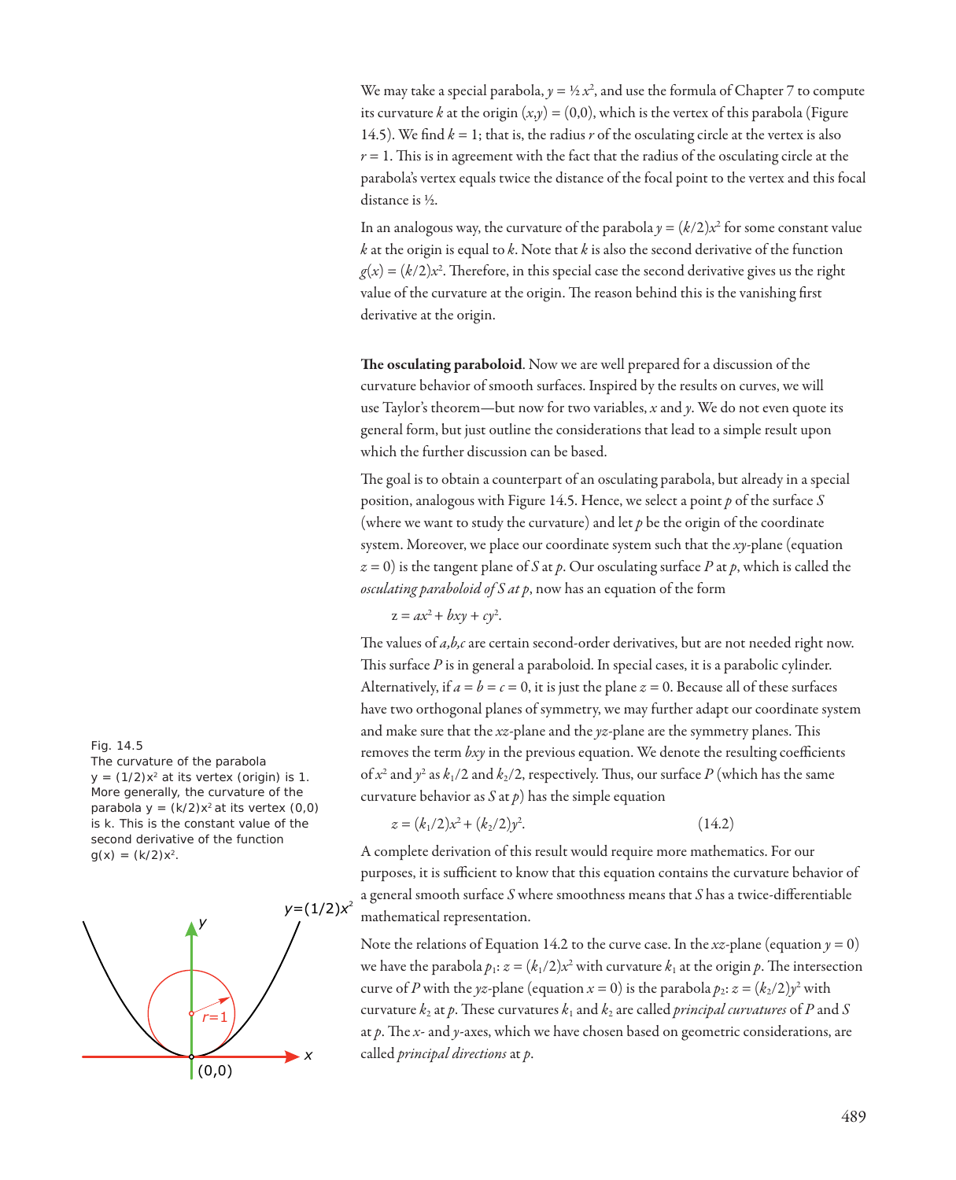We may take a special parabola, $y = ½\,x^2$, and use the formula of Chapter 7 to compute its curvature $k$ at the origin $(x,y) = (0,0)$, which is the vertex of this parabola (Figure 14.5). We find $k = 1$; that is, the radius $r$ of the osculating circle at the vertex is also $r = 1$. This is in agreement with the fact that the radius of the osculating circle at the parabola's vertex equals twice the distance of the focal point to the vertex and this focal distance is ½.

In an analogous way, the curvature of the parabola $y = (k/2)x^2$ for some constant value $k$ at the origin is equal to $k$. Note that $k$ is also the second derivative of the function $g(x) = (k/2)x^2$. Therefore, in this special case the second derivative gives us the right value of the curvature at the origin. The reason behind this is the vanishing first derivative at the origin.

Fig. 14.5
The curvature of the parabola $y = (1/2)x^2$ at its vertex (origin) is 1. More generally, the curvature of the parabola $y = (k/2)x^2$ at its vertex (0,0) is k. This is the constant value of the second derivative of the function $g(x) = (k/2)x^2$.

**The osculating paraboloid**. Now we are well prepared for a discussion of the curvature behavior of smooth surfaces. Inspired by the results on curves, we will use Taylor's theorem—but now for two variables, $x$ and $y$. We do not even quote its general form, but just outline the considerations that lead to a simple result upon which the further discussion can be based.

The goal is to obtain a counterpart of an osculating parabola, but already in a special position, analogous with Figure 14.5. Hence, we select a point $p$ of the surface $S$ (where we want to study the curvature) and let $p$ be the origin of the coordinate system. Moreover, we place our coordinate system such that the $xy$-plane (equation $z = 0$) is the tangent plane of $S$ at $p$. Our osculating surface $P$ at $p$, which is called the *osculating paraboloid of S at p*, now has an equation of the form

$$z = ax^2 + bxy + cy^2.$$

The values of $a,b,c$ are certain second-order derivatives, but are not needed right now. This surface $P$ is in general a paraboloid. In special cases, it is a parabolic cylinder. Alternatively, if $a = b = c = 0$, it is just the plane $z = 0$. Because all of these surfaces have two orthogonal planes of symmetry, we may further adapt our coordinate system and make sure that the $xz$-plane and the $yz$-plane are the symmetry planes. This removes the term $bxy$ in the previous equation. We denote the resulting coefficients of $x^2$ and $y^2$ as $k_1/2$ and $k_2/2$, respectively. Thus, our surface $P$ (which has the same curvature behavior as $S$ at $p$) has the simple equation

$$z = (k_1/2)x^2 + (k_2/2)y^2. \qquad (14.2)$$

A complete derivation of this result would require more mathematics. For our purposes, it is sufficient to know that this equation contains the curvature behavior of a general smooth surface $S$ where smoothness means that $S$ has a twice-differentiable mathematical representation.

Note the relations of Equation 14.2 to the curve case. In the $xz$-plane (equation $y = 0$) we have the parabola $p_1$: $z = (k_1/2)x^2$ with curvature $k_1$ at the origin $p$. The intersection curve of $P$ with the $yz$-plane (equation $x = 0$) is the parabola $p_2$: $z = (k_2/2)y^2$ with curvature $k_2$ at $p$. These curvatures $k_1$ and $k_2$ are called *principal curvatures* of $P$ and $S$ at $p$. The $x$- and $y$-axes, which we have chosen based on geometric considerations, are called *principal directions* at $p$.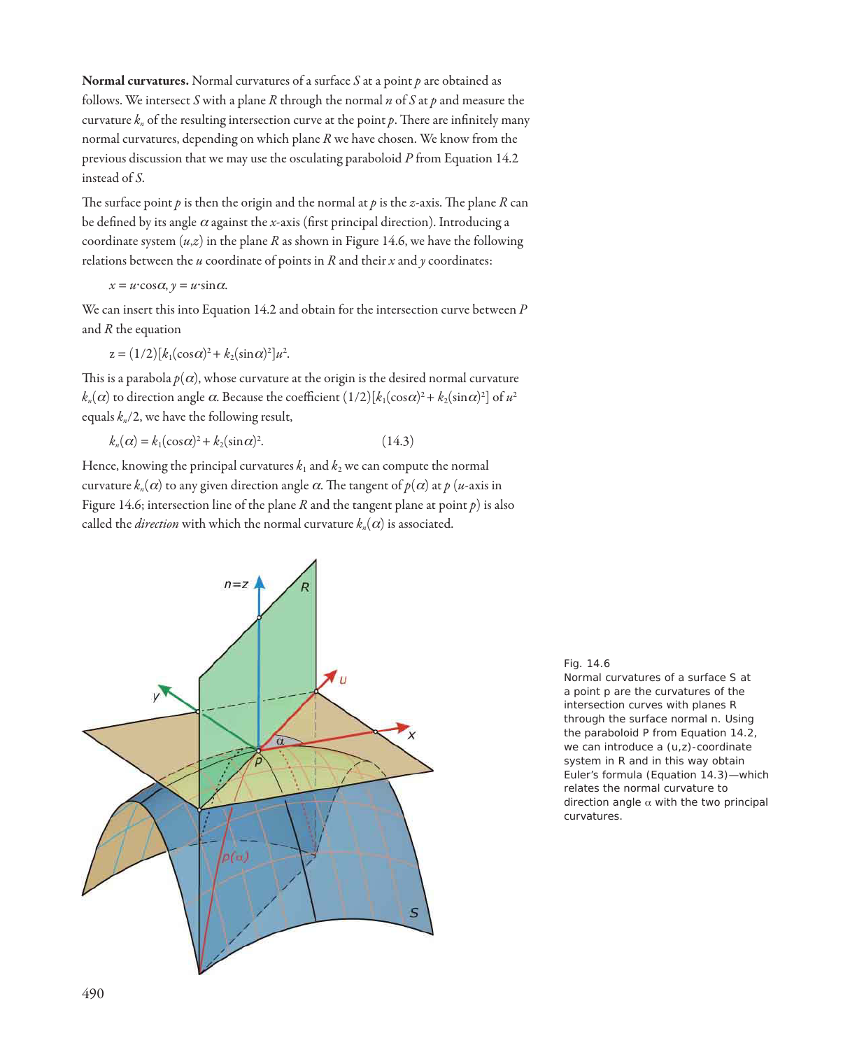**Normal curvatures.** Normal curvatures of a surface $S$ at a point $p$ are obtained as follows. We intersect $S$ with a plane $R$ through the normal $n$ of $S$ at $p$ and measure the curvature $k_n$ of the resulting intersection curve at the point $p$. There are infinitely many normal curvatures, depending on which plane $R$ we have chosen. We know from the previous discussion that we may use the osculating paraboloid $P$ from Equation 14.2 instead of $S$.

The surface point $p$ is then the origin and the normal at $p$ is the $z$-axis. The plane $R$ can be defined by its angle $\alpha$ against the $x$-axis (first principal direction). Introducing a coordinate system $(u,z)$ in the plane $R$ as shown in Figure 14.6, we have the following relations between the $u$ coordinate of points in $R$ and their $x$ and $y$ coordinates:

$$x = u \cdot \cos\alpha, \; y = u \cdot \sin\alpha.$$

We can insert this into Equation 14.2 and obtain for the intersection curve between $P$ and $R$ the equation

$$z = (1/2)[k_1(\cos\alpha)^2 + k_2(\sin\alpha)^2]u^2.$$

This is a parabola $p(\alpha)$, whose curvature at the origin is the desired normal curvature $k_n(\alpha)$ to direction angle $\alpha$. Because the coefficient $(1/2)[k_1(\cos\alpha)^2 + k_2(\sin\alpha)^2]$ of $u^2$ equals $k_n/2$, we have the following result,

$$k_n(\alpha) = k_1(\cos\alpha)^2 + k_2(\sin\alpha)^2. \qquad (14.3)$$

Hence, knowing the principal curvatures $k_1$ and $k_2$ we can compute the normal curvature $k_n(\alpha)$ to any given direction angle $\alpha$. The tangent of $p(\alpha)$ at $p$ ($u$-axis in Figure 14.6; intersection line of the plane $R$ and the tangent plane at point $p$) is also called the *direction* with which the normal curvature $k_n(\alpha)$ is associated.

Fig. 14.6
Normal curvatures of a surface S at a point p are the curvatures of the intersection curves with planes R through the surface normal n. Using the paraboloid P from Equation 14.2, we can introduce a (u,z)-coordinate system in R and in this way obtain Euler's formula (Equation 14.3)—which relates the normal curvature to direction angle $\alpha$ with the two principal curvatures.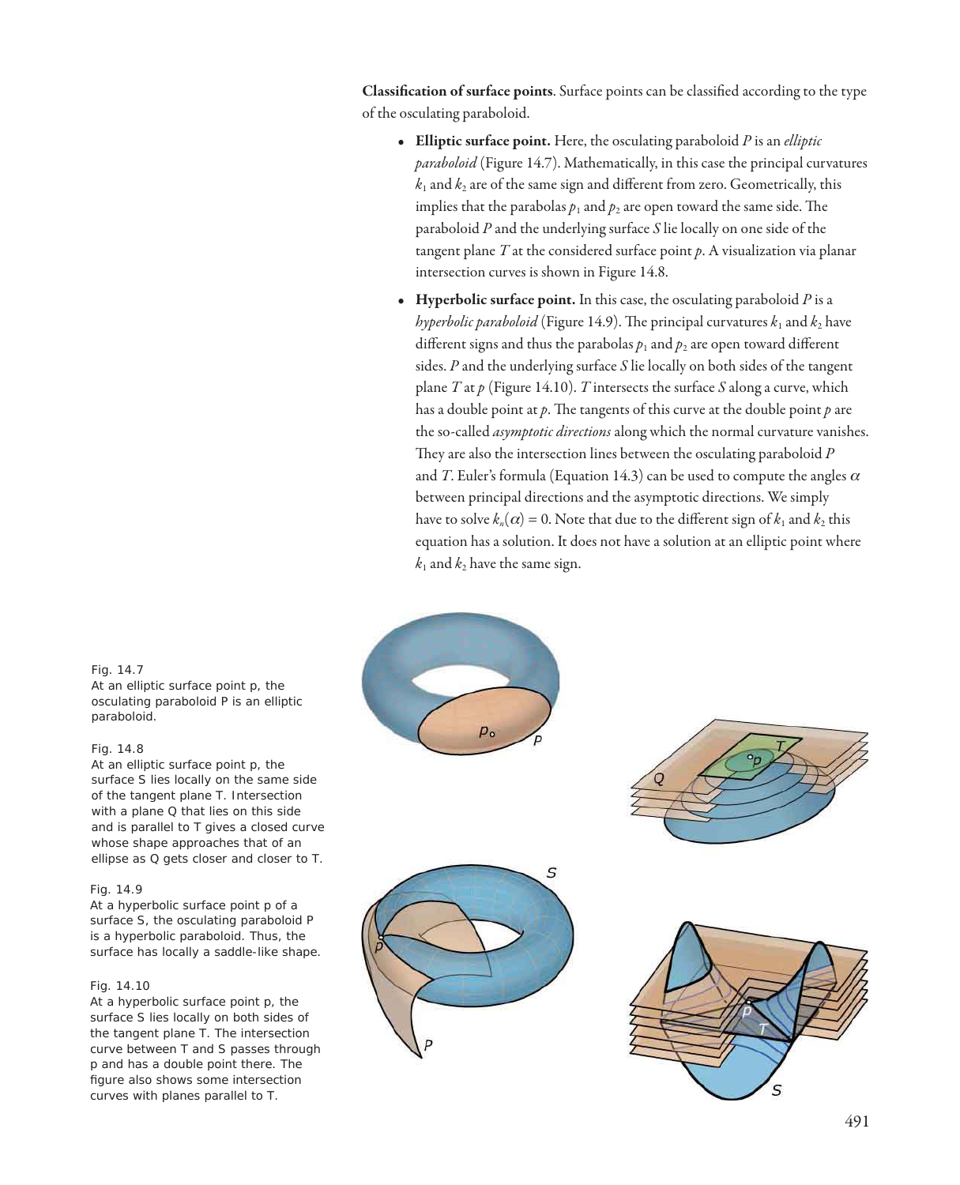**Classification of surface points**. Surface points can be classified according to the type of the osculating paraboloid.

- **Elliptic surface point.** Here, the osculating paraboloid $P$ is an *elliptic paraboloid* (Figure 14.7). Mathematically, in this case the principal curvatures $k_1$ and $k_2$ are of the same sign and different from zero. Geometrically, this implies that the parabolas $p_1$ and $p_2$ are open toward the same side. The paraboloid $P$ and the underlying surface $S$ lie locally on one side of the tangent plane $T$ at the considered surface point $p$. A visualization via planar intersection curves is shown in Figure 14.8.
- **Hyperbolic surface point.** In this case, the osculating paraboloid $P$ is a *hyperbolic paraboloid* (Figure 14.9). The principal curvatures $k_1$ and $k_2$ have different signs and thus the parabolas $p_1$ and $p_2$ are open toward different sides. $P$ and the underlying surface $S$ lie locally on both sides of the tangent plane $T$ at $p$ (Figure 14.10). $T$ intersects the surface $S$ along a curve, which has a double point at $p$. The tangents of this curve at the double point $p$ are the so-called *asymptotic directions* along which the normal curvature vanishes. They are also the intersection lines between the osculating paraboloid $P$ and $T$. Euler's formula (Equation 14.3) can be used to compute the angles $\alpha$ between principal directions and the asymptotic directions. We simply have to solve $k_n(\alpha) = 0$. Note that due to the different sign of $k_1$ and $k_2$ this equation has a solution. It does not have a solution at an elliptic point where $k_1$ and $k_2$ have the same sign.

Fig. 14.7
At an elliptic surface point p, the osculating paraboloid P is an elliptic paraboloid.

Fig. 14.8
At an elliptic surface point p, the surface S lies locally on the same side of the tangent plane T. Intersection with a plane Q that lies on this side and is parallel to T gives a closed curve whose shape approaches that of an ellipse as Q gets closer and closer to T.

Fig. 14.9
At a hyperbolic surface point p of a surface S, the osculating paraboloid P is a hyperbolic paraboloid. Thus, the surface has locally a saddle-like shape.

Fig. 14.10
At a hyperbolic surface point p, the surface S lies locally on both sides of the tangent plane T. The intersection curve between T and S passes through p and has a double point there. The figure also shows some intersection curves with planes parallel to T.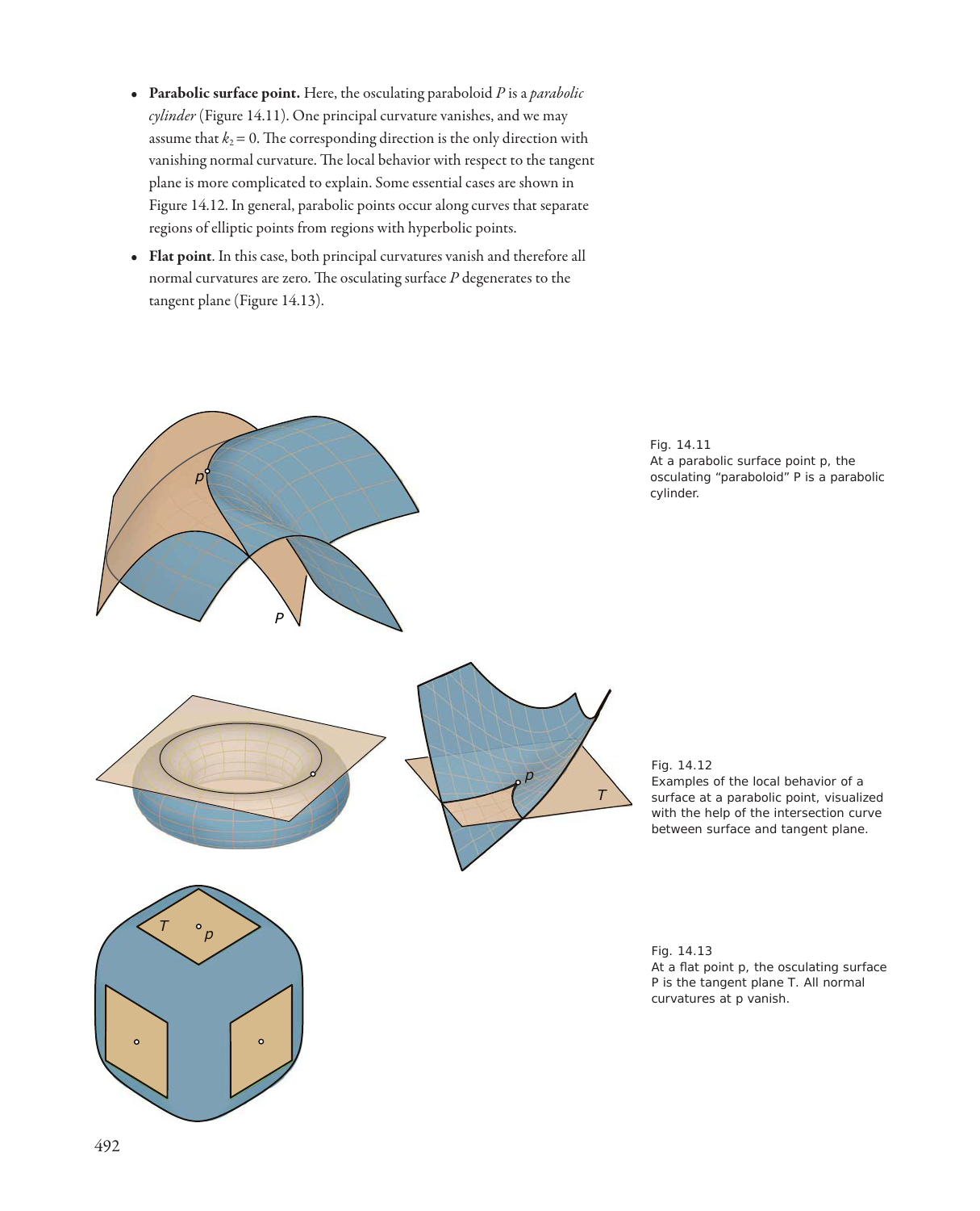- **Parabolic surface point.** Here, the osculating paraboloid $P$ is a *parabolic cylinder* (Figure 14.11). One principal curvature vanishes, and we may assume that $k_2 = 0$. The corresponding direction is the only direction with vanishing normal curvature. The local behavior with respect to the tangent plane is more complicated to explain. Some essential cases are shown in Figure 14.12. In general, parabolic points occur along curves that separate regions of elliptic points from regions with hyperbolic points.
- **Flat point**. In this case, both principal curvatures vanish and therefore all normal curvatures are zero. The osculating surface $P$ degenerates to the tangent plane (Figure 14.13).

Fig. 14.11
At a parabolic surface point p, the osculating "paraboloid" P is a parabolic cylinder.

Fig. 14.12
Examples of the local behavior of a surface at a parabolic point, visualized with the help of the intersection curve between surface and tangent plane.

Fig. 14.13
At a flat point p, the osculating surface P is the tangent plane T. All normal curvatures at p vanish.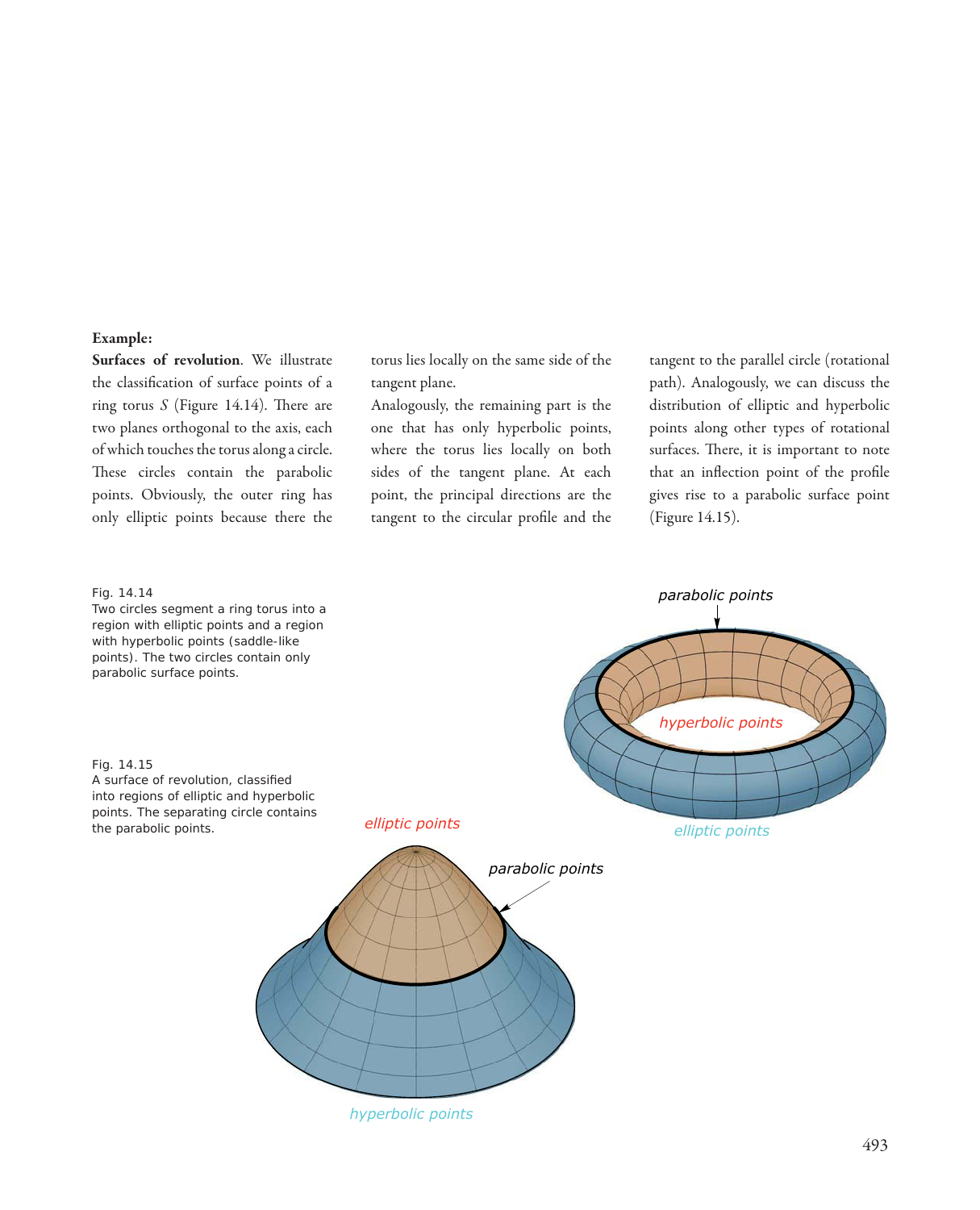**Example:**

**Surfaces of revolution**. We illustrate the classification of surface points of a ring torus $S$ (Figure 14.14). There are two planes orthogonal to the axis, each of which touches the torus along a circle. These circles contain the parabolic points. Obviously, the outer ring has only elliptic points because there the torus lies locally on the same side of the tangent plane.

Analogously, the remaining part is the one that has only hyperbolic points, where the torus lies locally on both sides of the tangent plane. At each point, the principal directions are the tangent to the circular profile and the tangent to the parallel circle (rotational path). Analogously, we can discuss the distribution of elliptic and hyperbolic points along other types of rotational surfaces. There, it is important to note that an inflection point of the profile gives rise to a parabolic surface point (Figure 14.15).

Fig. 14.14
Two circles segment a ring torus into a region with elliptic points and a region with hyperbolic points (saddle-like points). The two circles contain only parabolic surface points.

Fig. 14.15
A surface of revolution, classified into regions of elliptic and hyperbolic points. The separating circle contains the parabolic points.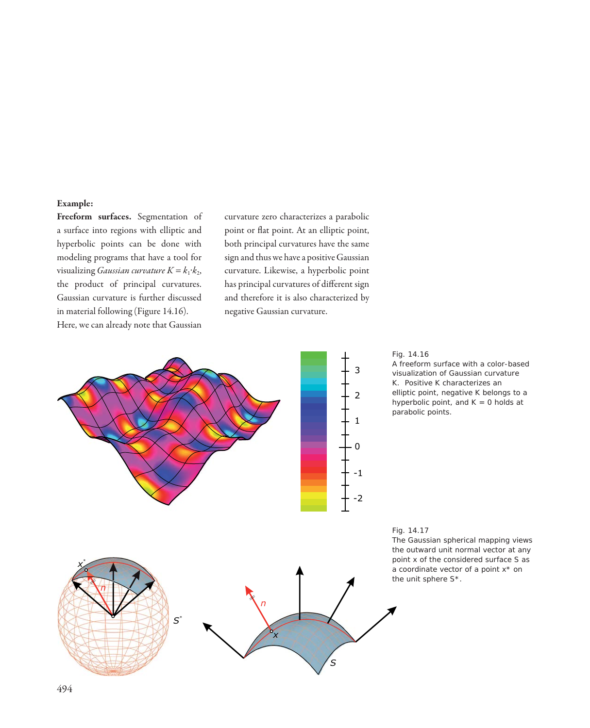**Example:**

**Freeform surfaces.** Segmentation of a surface into regions with elliptic and hyperbolic points can be done with modeling programs that have a tool for visualizing *Gaussian curvature* $K = k_1 \cdot k_2$, the product of principal curvatures. Gaussian curvature is further discussed in material following (Figure 14.16). Here, we can already note that Gaussian curvature zero characterizes a parabolic point or flat point. At an elliptic point, both principal curvatures have the same sign and thus we have a positive Gaussian curvature. Likewise, a hyperbolic point has principal curvatures of different sign and therefore it is also characterized by negative Gaussian curvature.

Fig. 14.16
A freeform surface with a color-based visualization of Gaussian curvature K. Positive K characterizes an elliptic point, negative K belongs to a hyperbolic point, and K = 0 holds at parabolic points.

Fig. 14.17
The Gaussian spherical mapping views the outward unit normal vector at any point x of the considered surface S as a coordinate vector of a point x* on the unit sphere S*.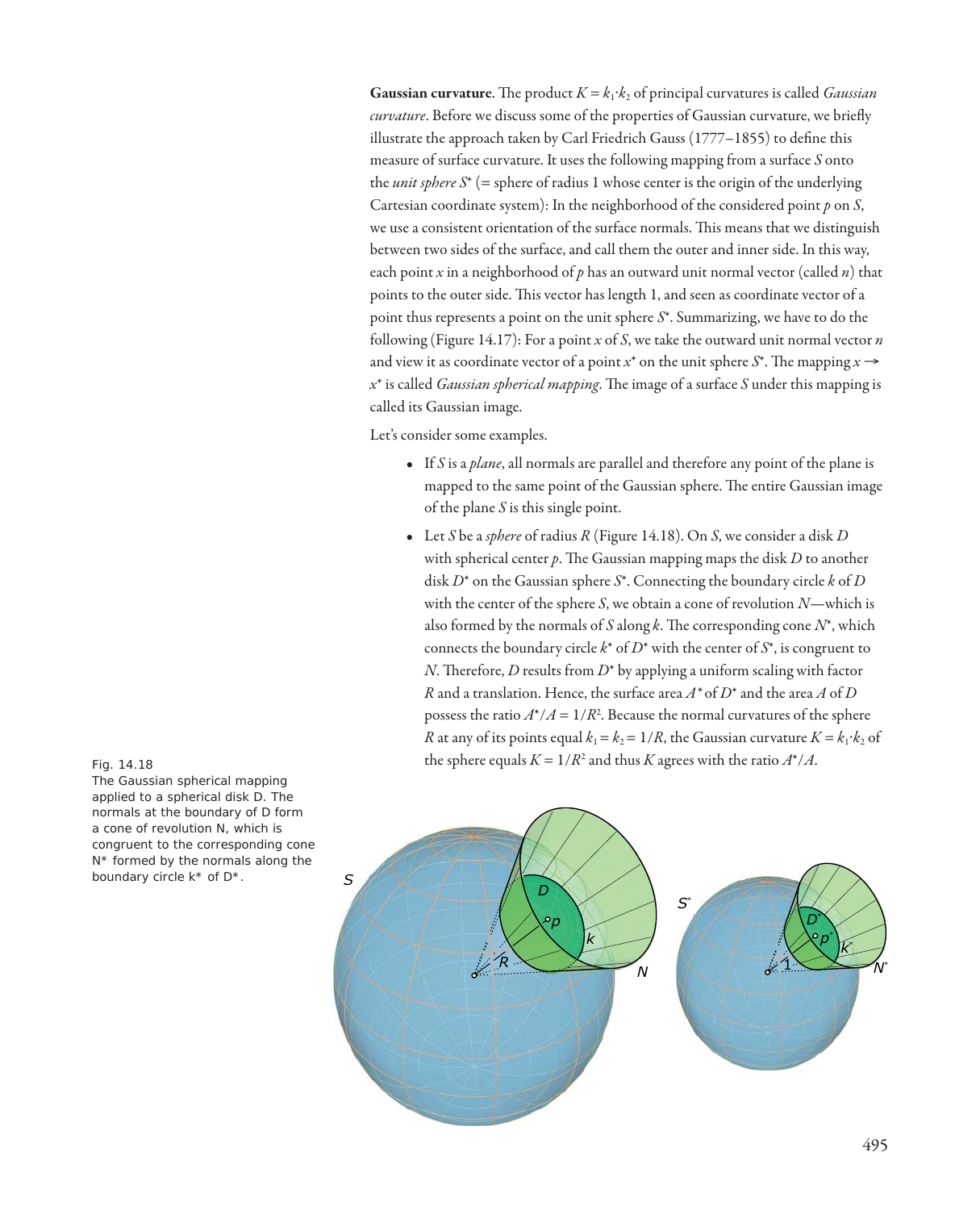**Gaussian curvature**. The product $K = k_1 \cdot k_2$ of principal curvatures is called *Gaussian curvature*. Before we discuss some of the properties of Gaussian curvature, we briefly illustrate the approach taken by Carl Friedrich Gauss (1777–1855) to define this measure of surface curvature. It uses the following mapping from a surface $S$ onto the *unit sphere* $S^*$ (= sphere of radius 1 whose center is the origin of the underlying Cartesian coordinate system): In the neighborhood of the considered point $p$ on $S$, we use a consistent orientation of the surface normals. This means that we distinguish between two sides of the surface, and call them the outer and inner side. In this way, each point $x$ in a neighborhood of $p$ has an outward unit normal vector (called $n$) that points to the outer side. This vector has length 1, and seen as coordinate vector of a point thus represents a point on the unit sphere $S^*$. Summarizing, we have to do the following (Figure 14.17): For a point $x$ of $S$, we take the outward unit normal vector $n$ and view it as coordinate vector of a point $x^*$ on the unit sphere $S^*$. The mapping $x \rightarrow x^*$ is called *Gaussian spherical mapping*. The image of a surface $S$ under this mapping is called its Gaussian image.

Let's consider some examples.

- If $S$ is a *plane*, all normals are parallel and therefore any point of the plane is mapped to the same point of the Gaussian sphere. The entire Gaussian image of the plane $S$ is this single point.
- Let $S$ be a *sphere* of radius $R$ (Figure 14.18). On $S$, we consider a disk $D$ with spherical center $p$. The Gaussian mapping maps the disk $D$ to another disk $D^*$ on the Gaussian sphere $S^*$. Connecting the boundary circle $k$ of $D$ with the center of the sphere $S$, we obtain a cone of revolution $N$—which is also formed by the normals of $S$ along $k$. The corresponding cone $N^*$, which connects the boundary circle $k^*$ of $D^*$ with the center of $S^*$, is congruent to $N$. Therefore, $D$ results from $D^*$ by applying a uniform scaling with factor $R$ and a translation. Hence, the surface area $A^*$ of $D^*$ and the area $A$ of $D$ possess the ratio $A^*/A = 1/R^2$. Because the normal curvatures of the sphere $R$ at any of its points equal $k_1 = k_2 = 1/R$, the Gaussian curvature $K = k_1 \cdot k_2$ of the sphere equals $K = 1/R^2$ and thus $K$ agrees with the ratio $A^*/A$.

Fig. 14.18
The Gaussian spherical mapping applied to a spherical disk D. The normals at the boundary of D form a cone of revolution N, which is congruent to the corresponding cone N* formed by the normals along the boundary circle k* of D*.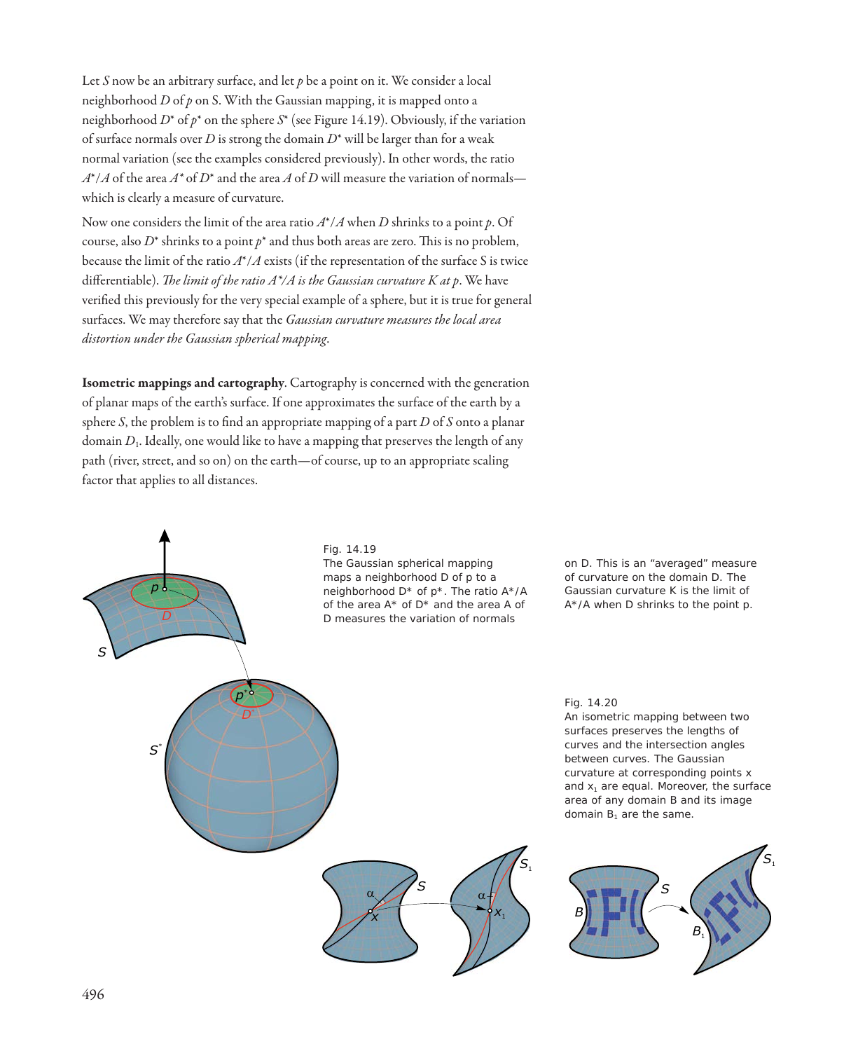Let $S$ now be an arbitrary surface, and let $p$ be a point on it. We consider a local neighborhood $D$ of $p$ on S. With the Gaussian mapping, it is mapped onto a neighborhood $D^*$ of $p^*$ on the sphere $S^*$ (see Figure 14.19). Obviously, if the variation of surface normals over $D$ is strong the domain $D^*$ will be larger than for a weak normal variation (see the examples considered previously). In other words, the ratio $A^*/A$ of the area $A^*$ of $D^*$ and the area $A$ of $D$ will measure the variation of normals—which is clearly a measure of curvature.

Now one considers the limit of the area ratio $A^*/A$ when $D$ shrinks to a point $p$. Of course, also $D^*$ shrinks to a point $p^*$ and thus both areas are zero. This is no problem, because the limit of the ratio $A^*/A$ exists (if the representation of the surface S is twice differentiable). *The limit of the ratio $A^*/A$ is the Gaussian curvature $K$ at $p$.* We have verified this previously for the very special example of a sphere, but it is true for general surfaces. We may therefore say that the *Gaussian curvature measures the local area distortion under the Gaussian spherical mapping*.

**Isometric mappings and cartography**. Cartography is concerned with the generation of planar maps of the earth's surface. If one approximates the surface of the earth by a sphere $S$, the problem is to find an appropriate mapping of a part $D$ of $S$ onto a planar domain $D_1$. Ideally, one would like to have a mapping that preserves the length of any path (river, street, and so on) on the earth—of course, up to an appropriate scaling factor that applies to all distances.

Fig. 14.19
The Gaussian spherical mapping maps a neighborhood D of p to a neighborhood D* of p*. The ratio A*/A of the area A* of D* and the area A of D measures the variation of normals on D. This is an "averaged" measure of curvature on the domain D. The Gaussian curvature K is the limit of A*/A when D shrinks to the point p.

Fig. 14.20
An isometric mapping between two surfaces preserves the lengths of curves and the intersection angles between curves. The Gaussian curvature at corresponding points $x$ and $x_1$ are equal. Moreover, the surface area of any domain B and its image domain $B_1$ are the same.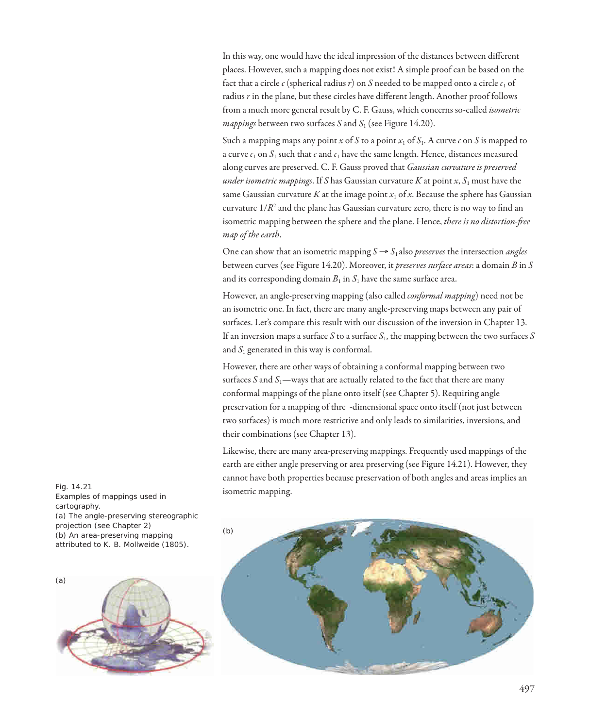In this way, one would have the ideal impression of the distances between different places. However, such a mapping does not exist! A simple proof can be based on the fact that a circle $c$ (spherical radius $r$) on $S$ needed to be mapped onto a circle $c_1$ of radius $r$ in the plane, but these circles have different length. Another proof follows from a much more general result by C. F. Gauss, which concerns so-called *isometric mappings* between two surfaces $S$ and $S_1$ (see Figure 14.20).

Such a mapping maps any point $x$ of $S$ to a point $x_1$ of $S_1$. A curve $c$ on $S$ is mapped to a curve $c_1$ on $S_1$ such that $c$ and $c_1$ have the same length. Hence, distances measured along curves are preserved. C. F. Gauss proved that *Gaussian curvature is preserved under isometric mappings*. If $S$ has Gaussian curvature $K$ at point $x$, $S_1$ must have the same Gaussian curvature $K$ at the image point $x_1$ of $x$. Because the sphere has Gaussian curvature $1/R^2$ and the plane has Gaussian curvature zero, there is no way to find an isometric mapping between the sphere and the plane. Hence, *there is no distortion-free map of the earth*.

One can show that an isometric mapping $S \rightarrow S_1$ also *preserves* the intersection *angles* between curves (see Figure 14.20). Moreover, it *preserves surface areas*: a domain $B$ in $S$ and its corresponding domain $B_1$ in $S_1$ have the same surface area.

However, an angle-preserving mapping (also called *conformal mapping*) need not be an isometric one. In fact, there are many angle-preserving maps between any pair of surfaces. Let's compare this result with our discussion of the inversion in Chapter 13. If an inversion maps a surface $S$ to a surface $S_1$, the mapping between the two surfaces $S$ and $S_1$ generated in this way is conformal.

However, there are other ways of obtaining a conformal mapping between two surfaces $S$ and $S_1$—ways that are actually related to the fact that there are many conformal mappings of the plane onto itself (see Chapter 5). Requiring angle preservation for a mapping of thre -dimensional space onto itself (not just between two surfaces) is much more restrictive and only leads to similarities, inversions, and their combinations (see Chapter 13).

Likewise, there are many area-preserving mappings. Frequently used mappings of the earth are either angle preserving or area preserving (see Figure 14.21). However, they cannot have both properties because preservation of both angles and areas implies an isometric mapping.

Fig. 14.21
Examples of mappings used in cartography.
(a) The angle-preserving stereographic projection (see Chapter 2)
(b) An area-preserving mapping attributed to K. B. Mollweide (1805).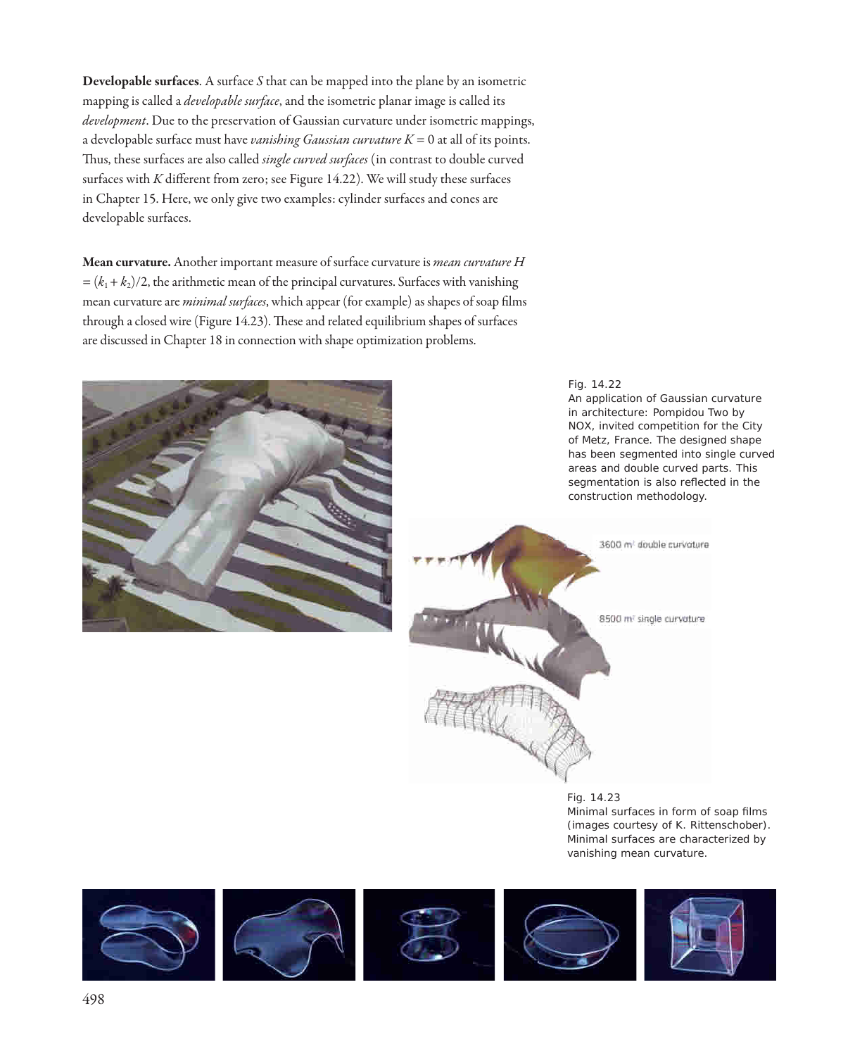**Developable surfaces**. A surface $S$ that can be mapped into the plane by an isometric mapping is called a *developable surface*, and the isometric planar image is called its *development*. Due to the preservation of Gaussian curvature under isometric mappings, a developable surface must have *vanishing Gaussian curvature* $K = 0$ at all of its points. Thus, these surfaces are also called *single curved surfaces* (in contrast to double curved surfaces with $K$ different from zero; see Figure 14.22). We will study these surfaces in Chapter 15. Here, we only give two examples: cylinder surfaces and cones are developable surfaces.

**Mean curvature.** Another important measure of surface curvature is *mean curvature* $H = (k_1 + k_2)/2$, the arithmetic mean of the principal curvatures. Surfaces with vanishing mean curvature are *minimal surfaces*, which appear (for example) as shapes of soap films through a closed wire (Figure 14.23). These and related equilibrium shapes of surfaces are discussed in Chapter 18 in connection with shape optimization problems.

Fig. 14.22
An application of Gaussian curvature in architecture: Pompidou Two by NOX, invited competition for the City of Metz, France. The designed shape has been segmented into single curved areas and double curved parts. This segmentation is also reflected in the construction methodology.

Fig. 14.23
Minimal surfaces in form of soap films (images courtesy of K. Rittenschober). Minimal surfaces are characterized by vanishing mean curvature.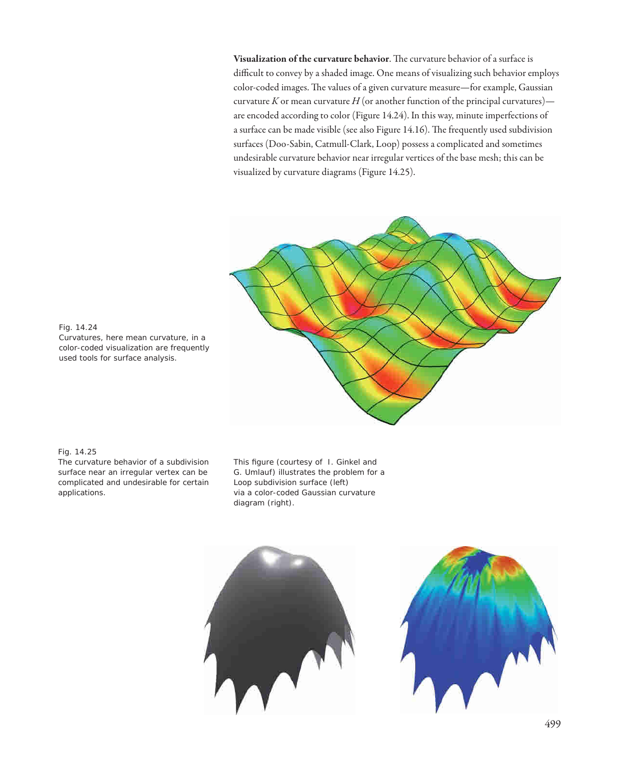**Visualization of the curvature behavior**. The curvature behavior of a surface is difficult to convey by a shaded image. One means of visualizing such behavior employs color-coded images. The values of a given curvature measure—for example, Gaussian curvature $K$ or mean curvature $H$ (or another function of the principal curvatures)—are encoded according to color (Figure 14.24). In this way, minute imperfections of a surface can be made visible (see also Figure 14.16). The frequently used subdivision surfaces (Doo-Sabin, Catmull-Clark, Loop) possess a complicated and sometimes undesirable curvature behavior near irregular vertices of the base mesh; this can be visualized by curvature diagrams (Figure 14.25).

Fig. 14.24
Curvatures, here mean curvature, in a color-coded visualization are frequently used tools for surface analysis.

Fig. 14.25
The curvature behavior of a subdivision surface near an irregular vertex can be complicated and undesirable for certain applications.

This figure (courtesy of I. Ginkel and G. Umlauf) illustrates the problem for a Loop subdivision surface (left) via a color-coded Gaussian curvature diagram (right).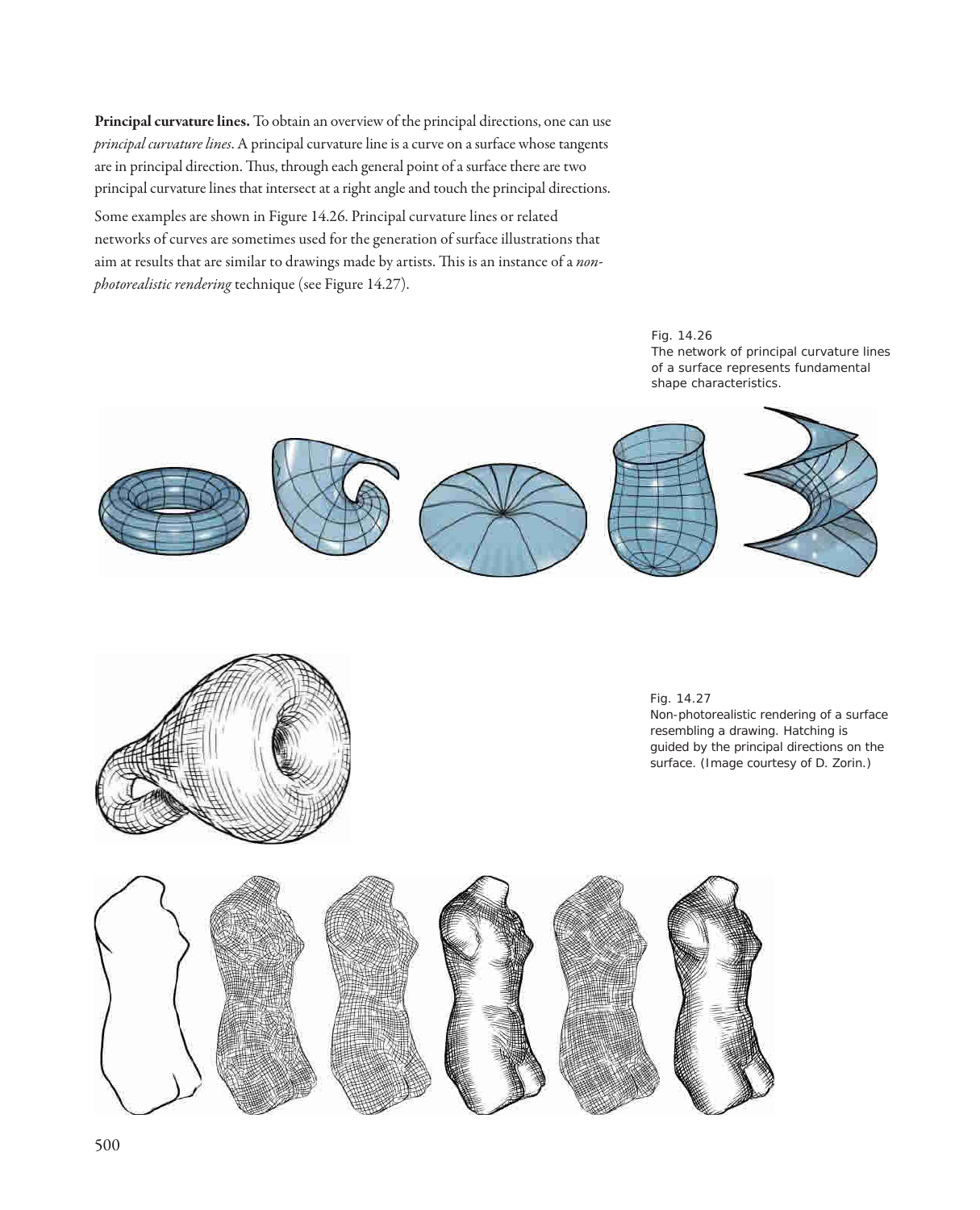**Principal curvature lines.** To obtain an overview of the principal directions, one can use *principal curvature lines*. A principal curvature line is a curve on a surface whose tangents are in principal direction. Thus, through each general point of a surface there are two principal curvature lines that intersect at a right angle and touch the principal directions.

Some examples are shown in Figure 14.26. Principal curvature lines or related networks of curves are sometimes used for the generation of surface illustrations that aim at results that are similar to drawings made by artists. This is an instance of a *non-photorealistic rendering* technique (see Figure 14.27).

Fig. 14.26
The network of principal curvature lines of a surface represents fundamental shape characteristics.

Fig. 14.27
Non-photorealistic rendering of a surface resembling a drawing. Hatching is guided by the principal directions on the surface. (Image courtesy of D. Zorin.)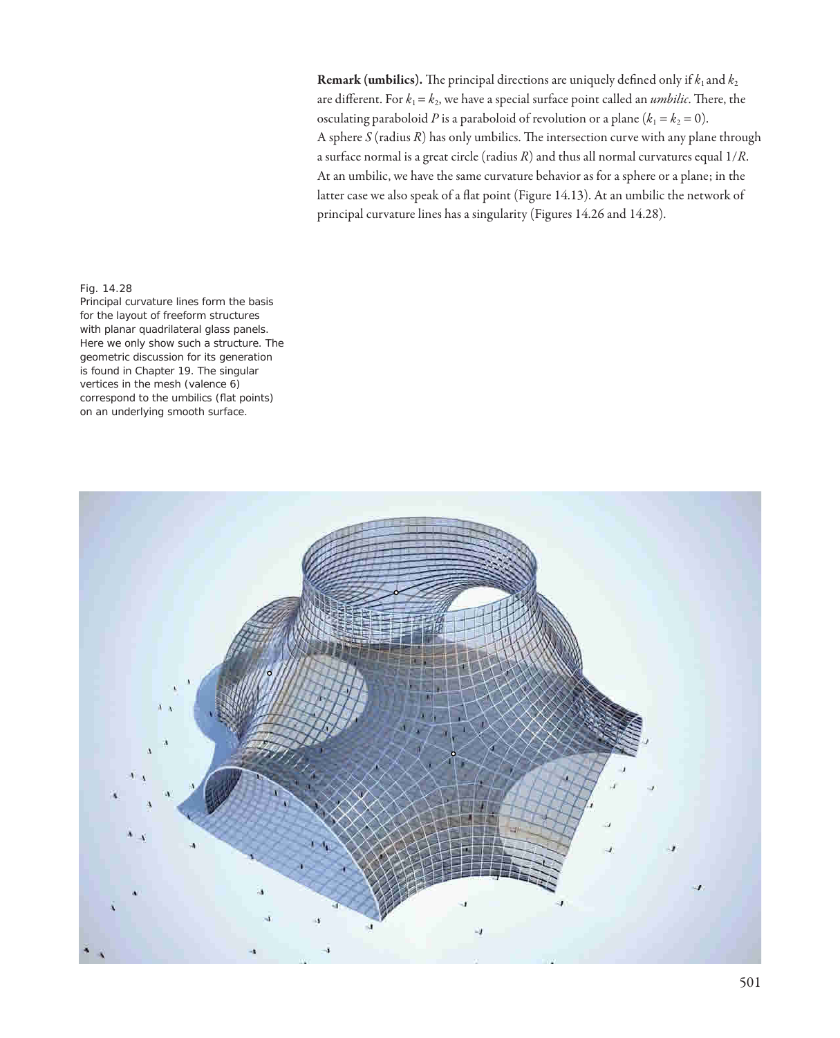**Remark (umbilics).** The principal directions are uniquely defined only if $k_1$ and $k_2$ are different. For $k_1 = k_2$, we have a special surface point called an *umbilic*. There, the osculating paraboloid $P$ is a paraboloid of revolution or a plane ($k_1 = k_2 = 0$). A sphere $S$ (radius $R$) has only umbilics. The intersection curve with any plane through a surface normal is a great circle (radius $R$) and thus all normal curvatures equal $1/R$. At an umbilic, we have the same curvature behavior as for a sphere or a plane; in the latter case we also speak of a flat point (Figure 14.13). At an umbilic the network of principal curvature lines has a singularity (Figures 14.26 and 14.28).

Fig. 14.28
Principal curvature lines form the basis for the layout of freeform structures with planar quadrilateral glass panels. Here we only show such a structure. The geometric discussion for its generation is found in Chapter 19. The singular vertices in the mesh (valence 6) correspond to the umbilics (flat points) on an underlying smooth surface.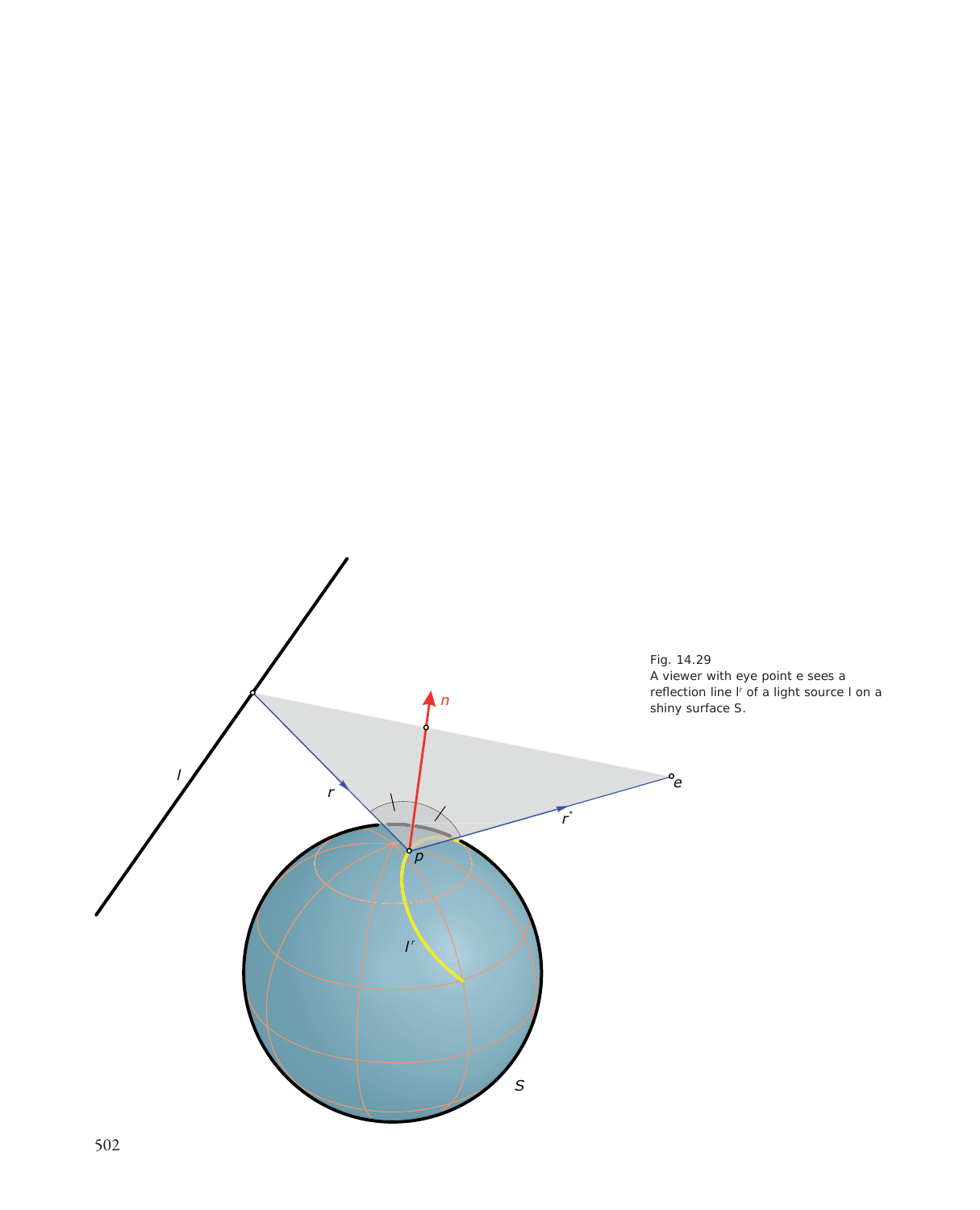Fig. 14.29
A viewer with eye point e sees a reflection line $l^r$ of a light source $l$ on a shiny surface $S$.